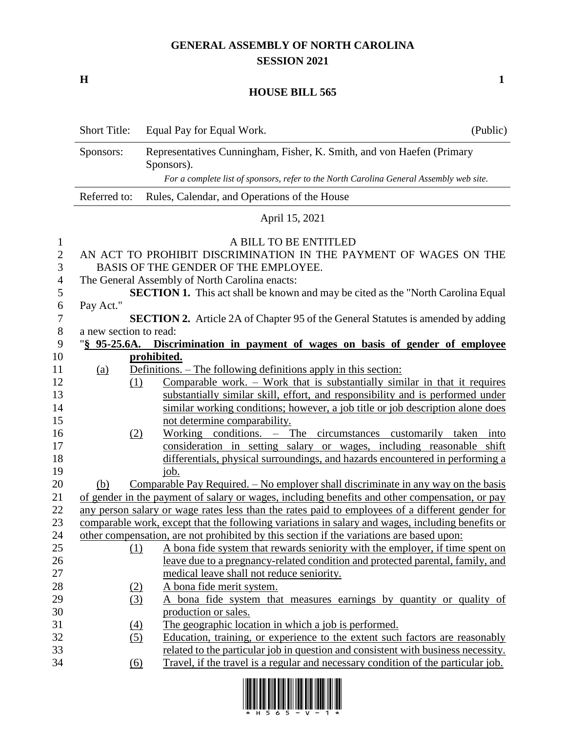# GENERAL ASSEMBLY OF NORTH CAROLINA
## SESSION 2021

**H** **1**

## HOUSE BILL 565

| | | |
|---|---|---|
| Short Title: | Equal Pay for Equal Work. | (Public) |
| Sponsors: | Representatives Cunningham, Fisher, K. Smith, and von Haefen (Primary Sponsors). *For a complete list of sponsors, refer to the North Carolina General Assembly web site.* | |
| Referred to: | Rules, Calendar, and Operations of the House | |

April 15, 2021

A BILL TO BE ENTITLED

AN ACT TO PROHIBIT DISCRIMINATION IN THE PAYMENT OF WAGES ON THE BASIS OF THE GENDER OF THE EMPLOYEE.

The General Assembly of North Carolina enacts:

**SECTION 1.** This act shall be known and may be cited as the "North Carolina Equal Pay Act."

**SECTION 2.** Article 2A of Chapter 95 of the General Statutes is amended by adding a new section to read:

"**§ 95-25.6A. Discrimination in payment of wages on basis of gender of employee prohibited.**

(a) Definitions. – The following definitions apply in this section:

(1) Comparable work. – Work that is substantially similar in that it requires substantially similar skill, effort, and responsibility and is performed under similar working conditions; however, a job title or job description alone does not determine comparability.

(2) Working conditions. – The circumstances customarily taken into consideration in setting salary or wages, including reasonable shift differentials, physical surroundings, and hazards encountered in performing a job.

(b) Comparable Pay Required. – No employer shall discriminate in any way on the basis of gender in the payment of salary or wages, including benefits and other compensation, or pay any person salary or wage rates less than the rates paid to employees of a different gender for comparable work, except that the following variations in salary and wages, including benefits or other compensation, are not prohibited by this section if the variations are based upon:

(1) A bona fide system that rewards seniority with the employer, if time spent on leave due to a pregnancy-related condition and protected parental, family, and medical leave shall not reduce seniority.

(2) A bona fide merit system.

(3) A bona fide system that measures earnings by quantity or quality of production or sales.

(4) The geographic location in which a job is performed.

(5) Education, training, or experience to the extent such factors are reasonably related to the particular job in question and consistent with business necessity.

(6) Travel, if the travel is a regular and necessary condition of the particular job.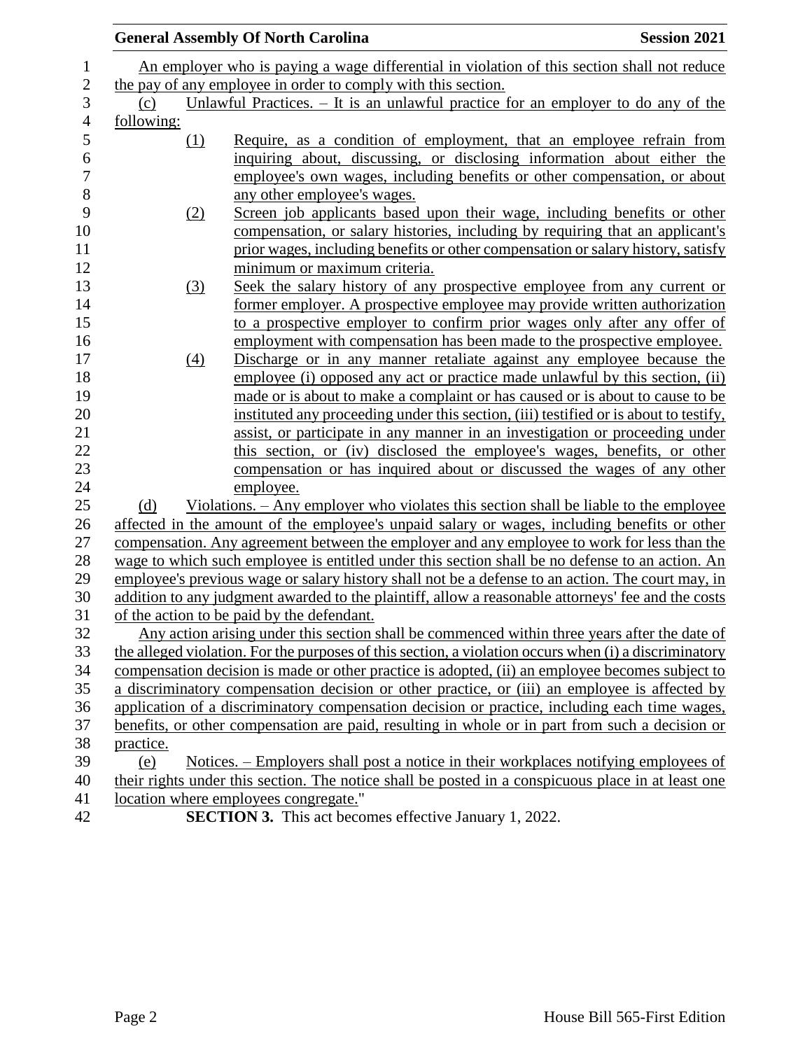An employer who is paying a wage differential in violation of this section shall not reduce the pay of any employee in order to comply with this section.

(c) Unlawful Practices. – It is an unlawful practice for an employer to do any of the following:

(1) Require, as a condition of employment, that an employee refrain from inquiring about, discussing, or disclosing information about either the employee's own wages, including benefits or other compensation, or about any other employee's wages.

(2) Screen job applicants based upon their wage, including benefits or other compensation, or salary histories, including by requiring that an applicant's prior wages, including benefits or other compensation or salary history, satisfy minimum or maximum criteria.

(3) Seek the salary history of any prospective employee from any current or former employer. A prospective employee may provide written authorization to a prospective employer to confirm prior wages only after any offer of employment with compensation has been made to the prospective employee.

(4) Discharge or in any manner retaliate against any employee because the employee (i) opposed any act or practice made unlawful by this section, (ii) made or is about to make a complaint or has caused or is about to cause to be instituted any proceeding under this section, (iii) testified or is about to testify, assist, or participate in any manner in an investigation or proceeding under this section, or (iv) disclosed the employee's wages, benefits, or other compensation or has inquired about or discussed the wages of any other employee.

(d) Violations. – Any employer who violates this section shall be liable to the employee affected in the amount of the employee's unpaid salary or wages, including benefits or other compensation. Any agreement between the employer and any employee to work for less than the wage to which such employee is entitled under this section shall be no defense to an action. An employee's previous wage or salary history shall not be a defense to an action. The court may, in addition to any judgment awarded to the plaintiff, allow a reasonable attorneys' fee and the costs of the action to be paid by the defendant.

Any action arising under this section shall be commenced within three years after the date of the alleged violation. For the purposes of this section, a violation occurs when (i) a discriminatory compensation decision is made or other practice is adopted, (ii) an employee becomes subject to a discriminatory compensation decision or other practice, or (iii) an employee is affected by application of a discriminatory compensation decision or practice, including each time wages, benefits, or other compensation are paid, resulting in whole or in part from such a decision or practice.

(e) Notices. – Employers shall post a notice in their workplaces notifying employees of their rights under this section. The notice shall be posted in a conspicuous place in at least one location where employees congregate."

**SECTION 3.** This act becomes effective January 1, 2022.